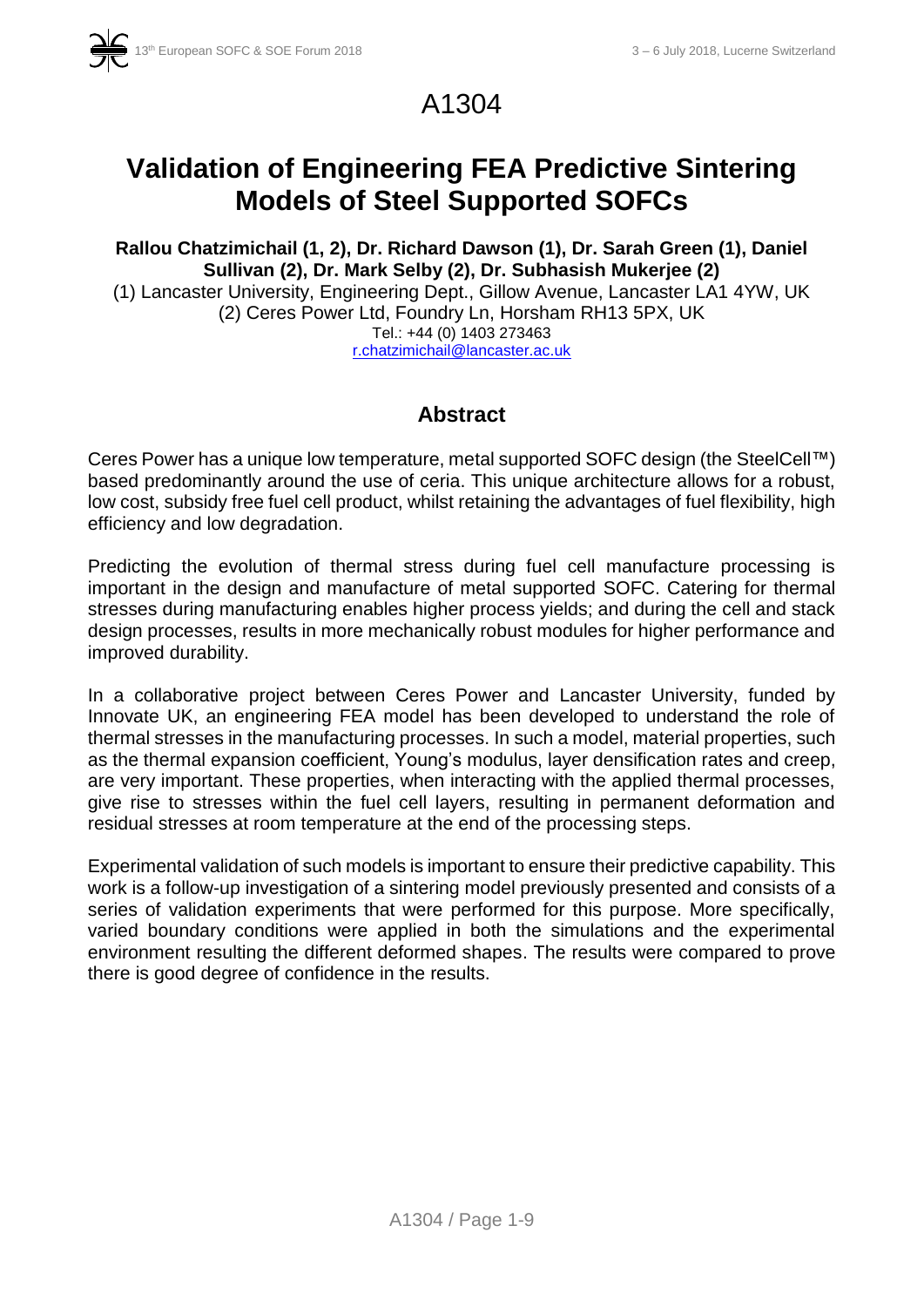A1304

# Validation of Engineering FEA Predictive Sintering Models of Steel Supported SOFCs

**Rallou Chatzimichail (1, 2), Dr. Richard Dawson (1), Dr. Sarah Green (1), Daniel Sullivan (2), Dr. Mark Selby (2), Dr. Subhasish Mukerjee (2)**

(1) Lancaster University, Engineering Dept., Gillow Avenue, Lancaster LA1 4YW, UK
(2) Ceres Power Ltd, Foundry Ln, Horsham RH13 5PX, UK
Tel.: +44 (0) 1403 273463
r.chatzimichail@lancaster.ac.uk

## Abstract

Ceres Power has a unique low temperature, metal supported SOFC design (the SteelCell™) based predominantly around the use of ceria. This unique architecture allows for a robust, low cost, subsidy free fuel cell product, whilst retaining the advantages of fuel flexibility, high efficiency and low degradation.

Predicting the evolution of thermal stress during fuel cell manufacture processing is important in the design and manufacture of metal supported SOFC. Catering for thermal stresses during manufacturing enables higher process yields; and during the cell and stack design processes, results in more mechanically robust modules for higher performance and improved durability.

In a collaborative project between Ceres Power and Lancaster University, funded by Innovate UK, an engineering FEA model has been developed to understand the role of thermal stresses in the manufacturing processes. In such a model, material properties, such as the thermal expansion coefficient, Young's modulus, layer densification rates and creep, are very important. These properties, when interacting with the applied thermal processes, give rise to stresses within the fuel cell layers, resulting in permanent deformation and residual stresses at room temperature at the end of the processing steps.

Experimental validation of such models is important to ensure their predictive capability. This work is a follow-up investigation of a sintering model previously presented and consists of a series of validation experiments that were performed for this purpose. More specifically, varied boundary conditions were applied in both the simulations and the experimental environment resulting the different deformed shapes. The results were compared to prove there is good degree of confidence in the results.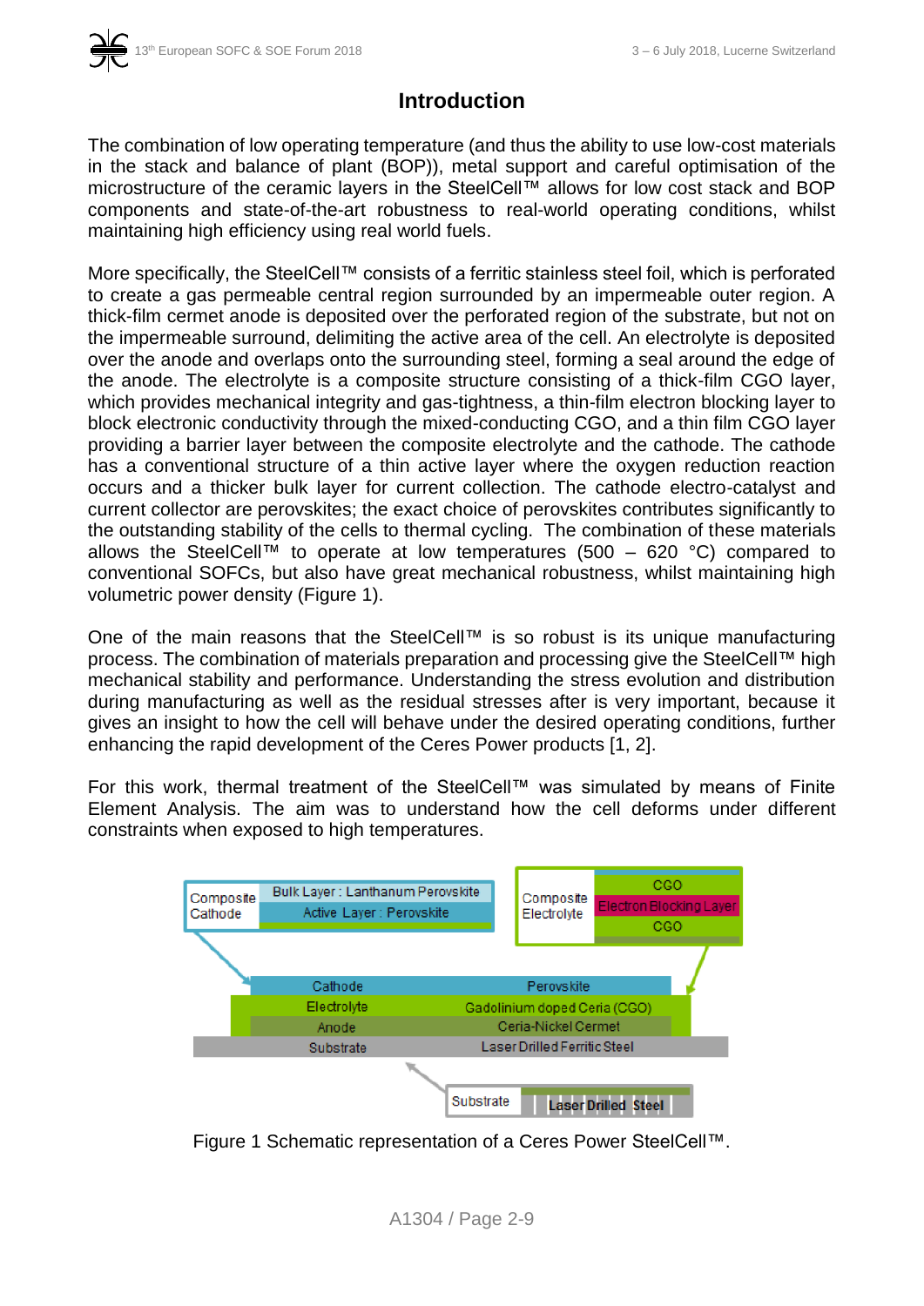## Introduction

The combination of low operating temperature (and thus the ability to use low-cost materials in the stack and balance of plant (BOP)), metal support and careful optimisation of the microstructure of the ceramic layers in the SteelCell™ allows for low cost stack and BOP components and state-of-the-art robustness to real-world operating conditions, whilst maintaining high efficiency using real world fuels.

More specifically, the SteelCell™ consists of a ferritic stainless steel foil, which is perforated to create a gas permeable central region surrounded by an impermeable outer region. A thick-film cermet anode is deposited over the perforated region of the substrate, but not on the impermeable surround, delimiting the active area of the cell. An electrolyte is deposited over the anode and overlaps onto the surrounding steel, forming a seal around the edge of the anode. The electrolyte is a composite structure consisting of a thick-film CGO layer, which provides mechanical integrity and gas-tightness, a thin-film electron blocking layer to block electronic conductivity through the mixed-conducting CGO, and a thin film CGO layer providing a barrier layer between the composite electrolyte and the cathode. The cathode has a conventional structure of a thin active layer where the oxygen reduction reaction occurs and a thicker bulk layer for current collection. The cathode electro-catalyst and current collector are perovskites; the exact choice of perovskites contributes significantly to the outstanding stability of the cells to thermal cycling. The combination of these materials allows the SteelCell™ to operate at low temperatures (500 – 620 °C) compared to conventional SOFCs, but also have great mechanical robustness, whilst maintaining high volumetric power density (Figure 1).

One of the main reasons that the SteelCell™ is so robust is its unique manufacturing process. The combination of materials preparation and processing give the SteelCell™ high mechanical stability and performance. Understanding the stress evolution and distribution during manufacturing as well as the residual stresses after is very important, because it gives an insight to how the cell will behave under the desired operating conditions, further enhancing the rapid development of the Ceres Power products [1, 2].

For this work, thermal treatment of the SteelCell™ was simulated by means of Finite Element Analysis. The aim was to understand how the cell deforms under different constraints when exposed to high temperatures.

Figure 1 Schematic representation of a Ceres Power SteelCell™.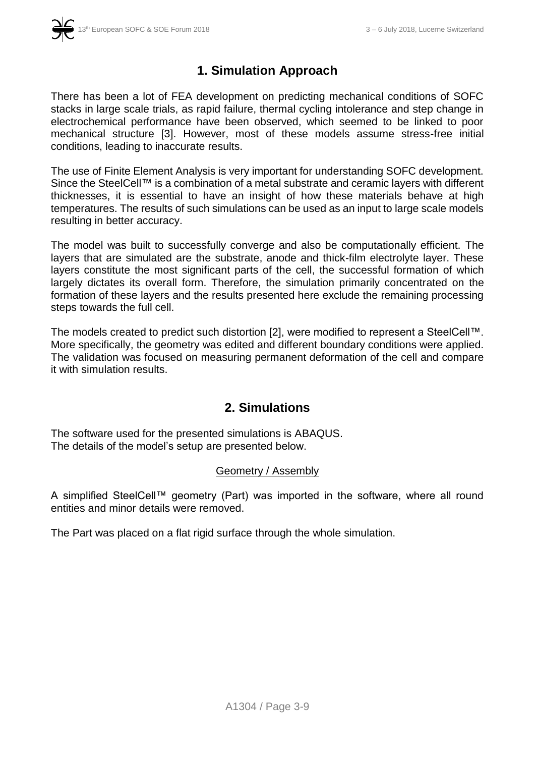# 1. Simulation Approach

There has been a lot of FEA development on predicting mechanical conditions of SOFC stacks in large scale trials, as rapid failure, thermal cycling intolerance and step change in electrochemical performance have been observed, which seemed to be linked to poor mechanical structure [3]. However, most of these models assume stress-free initial conditions, leading to inaccurate results.

The use of Finite Element Analysis is very important for understanding SOFC development. Since the SteelCell™ is a combination of a metal substrate and ceramic layers with different thicknesses, it is essential to have an insight of how these materials behave at high temperatures. The results of such simulations can be used as an input to large scale models resulting in better accuracy.

The model was built to successfully converge and also be computationally efficient. The layers that are simulated are the substrate, anode and thick-film electrolyte layer. These layers constitute the most significant parts of the cell, the successful formation of which largely dictates its overall form. Therefore, the simulation primarily concentrated on the formation of these layers and the results presented here exclude the remaining processing steps towards the full cell.

The models created to predict such distortion [2], were modified to represent a SteelCell™. More specifically, the geometry was edited and different boundary conditions were applied. The validation was focused on measuring permanent deformation of the cell and compare it with simulation results.

# 2. Simulations

The software used for the presented simulations is ABAQUS.
The details of the model's setup are presented below.

<u>Geometry / Assembly</u>

A simplified SteelCell™ geometry (Part) was imported in the software, where all round entities and minor details were removed.

The Part was placed on a flat rigid surface through the whole simulation.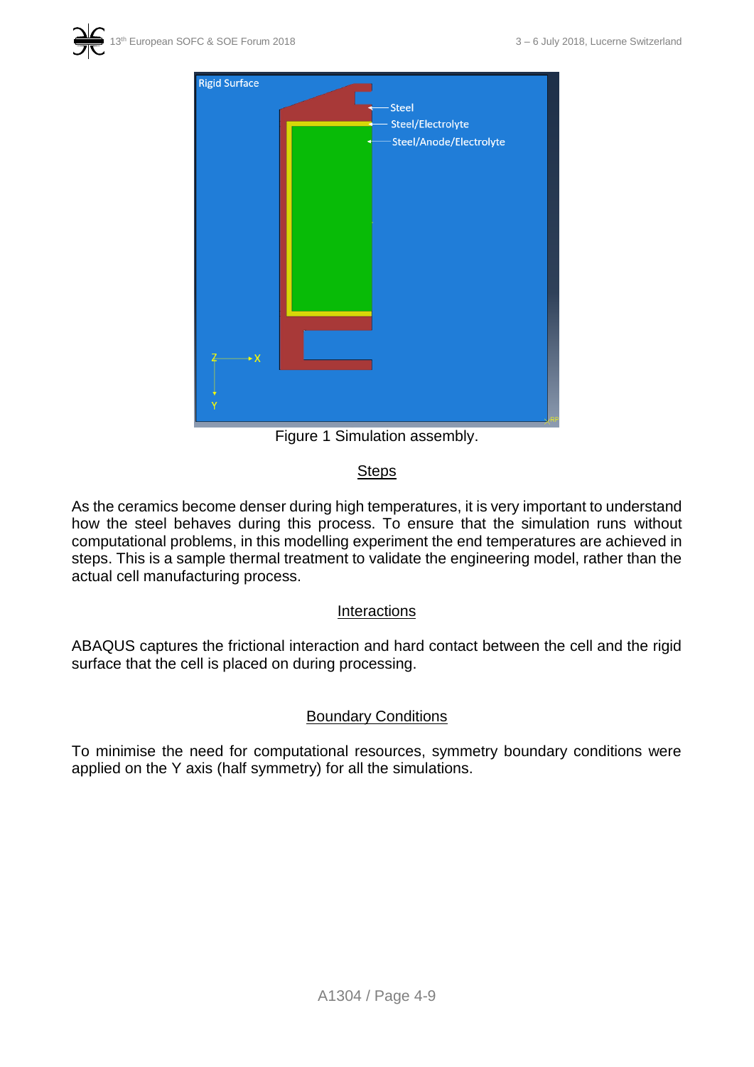Figure 1 Simulation assembly.

## Steps

As the ceramics become denser during high temperatures, it is very important to understand how the steel behaves during this process. To ensure that the simulation runs without computational problems, in this modelling experiment the end temperatures are achieved in steps. This is a sample thermal treatment to validate the engineering model, rather than the actual cell manufacturing process.

## Interactions

ABAQUS captures the frictional interaction and hard contact between the cell and the rigid surface that the cell is placed on during processing.

## Boundary Conditions

To minimise the need for computational resources, symmetry boundary conditions were applied on the Y axis (half symmetry) for all the simulations.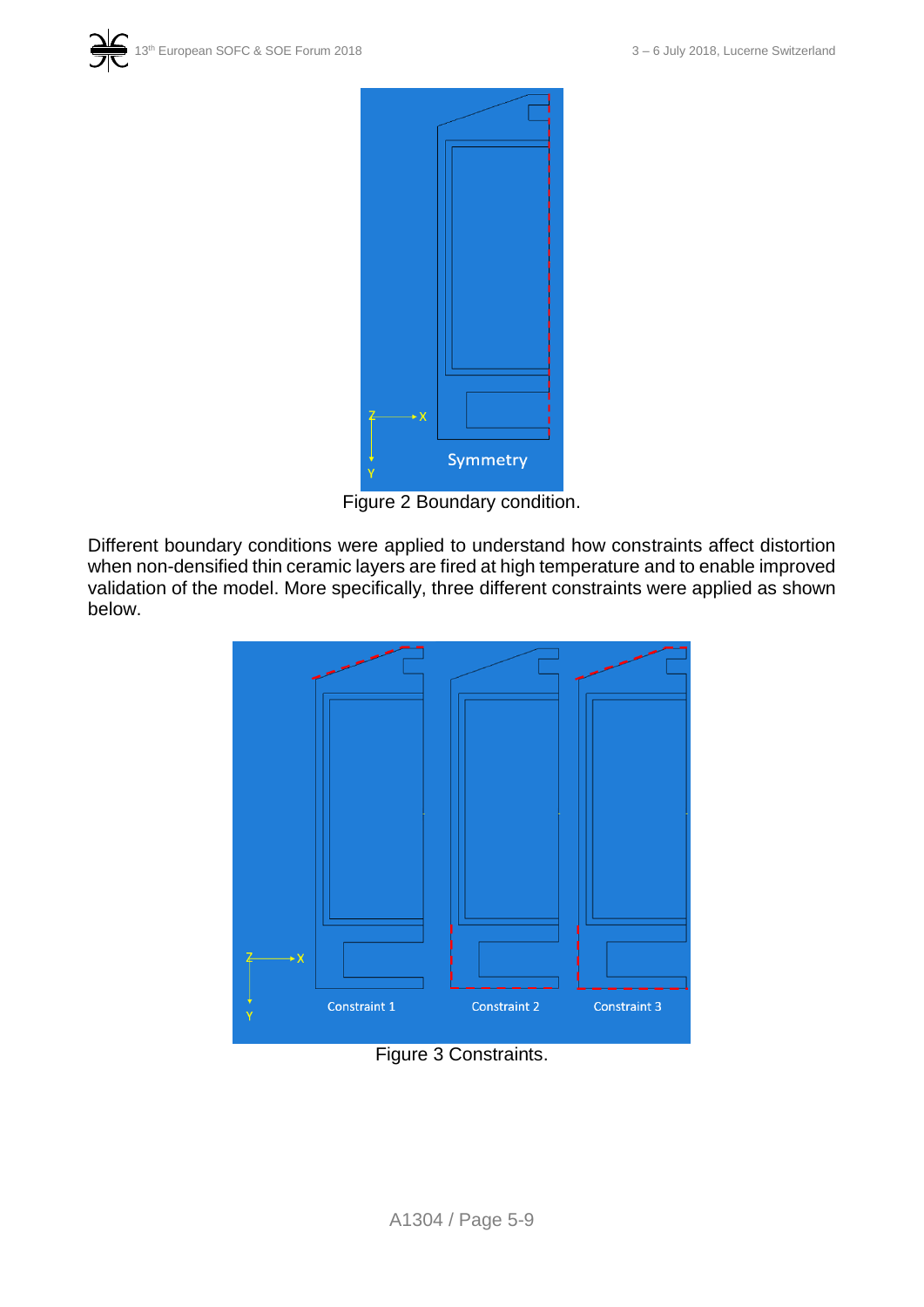Figure 2 Boundary condition.

Different boundary conditions were applied to understand how constraints affect distortion when non-densified thin ceramic layers are fired at high temperature and to enable improved validation of the model. More specifically, three different constraints were applied as shown below.

Figure 3 Constraints.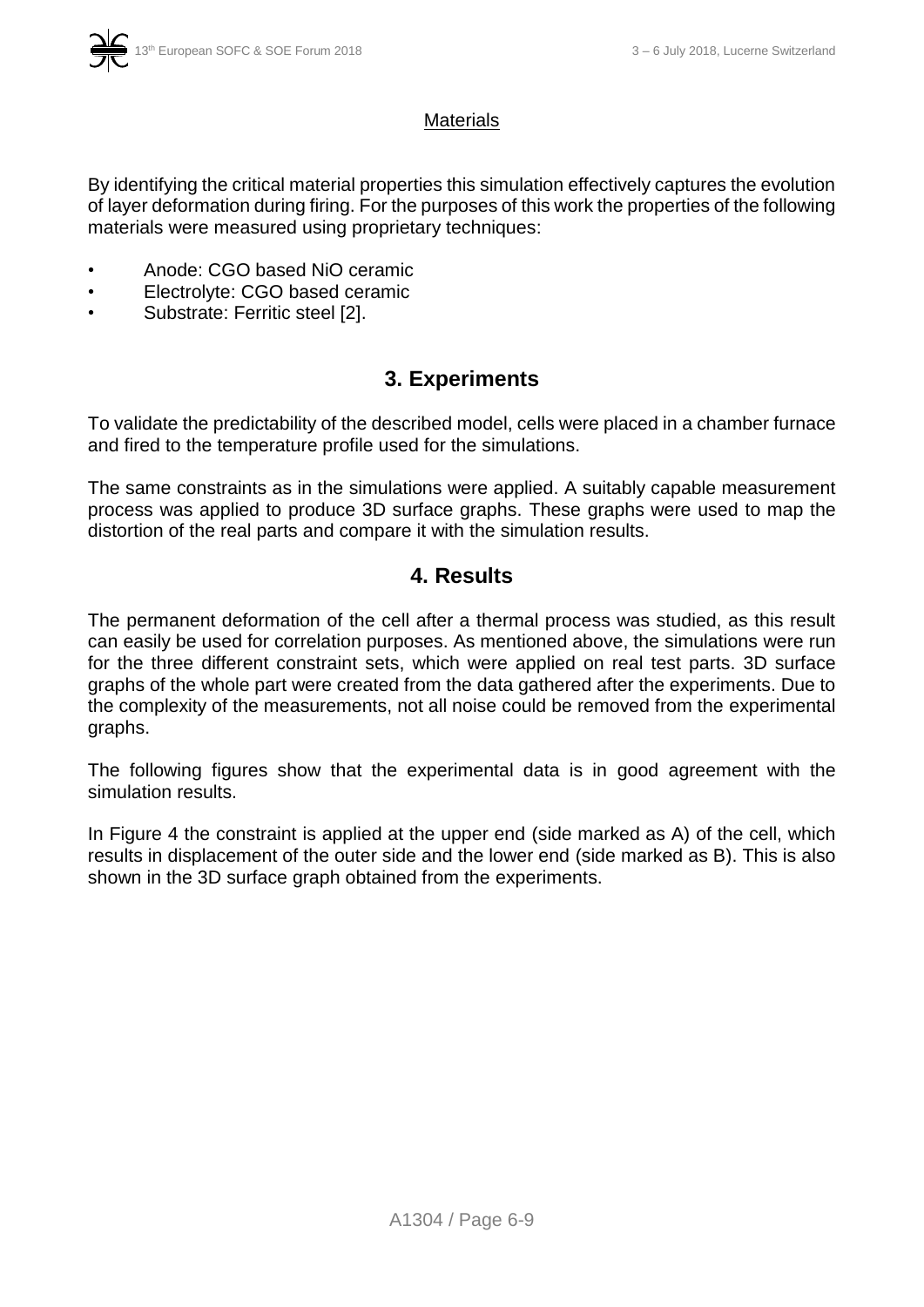Materials

By identifying the critical material properties this simulation effectively captures the evolution of layer deformation during firing. For the purposes of this work the properties of the following materials were measured using proprietary techniques:

- Anode: CGO based NiO ceramic
- Electrolyte: CGO based ceramic
- Substrate: Ferritic steel [2].

## 3. Experiments

To validate the predictability of the described model, cells were placed in a chamber furnace and fired to the temperature profile used for the simulations.

The same constraints as in the simulations were applied. A suitably capable measurement process was applied to produce 3D surface graphs. These graphs were used to map the distortion of the real parts and compare it with the simulation results.

## 4. Results

The permanent deformation of the cell after a thermal process was studied, as this result can easily be used for correlation purposes. As mentioned above, the simulations were run for the three different constraint sets, which were applied on real test parts. 3D surface graphs of the whole part were created from the data gathered after the experiments. Due to the complexity of the measurements, not all noise could be removed from the experimental graphs.

The following figures show that the experimental data is in good agreement with the simulation results.

In Figure 4 the constraint is applied at the upper end (side marked as A) of the cell, which results in displacement of the outer side and the lower end (side marked as B). This is also shown in the 3D surface graph obtained from the experiments.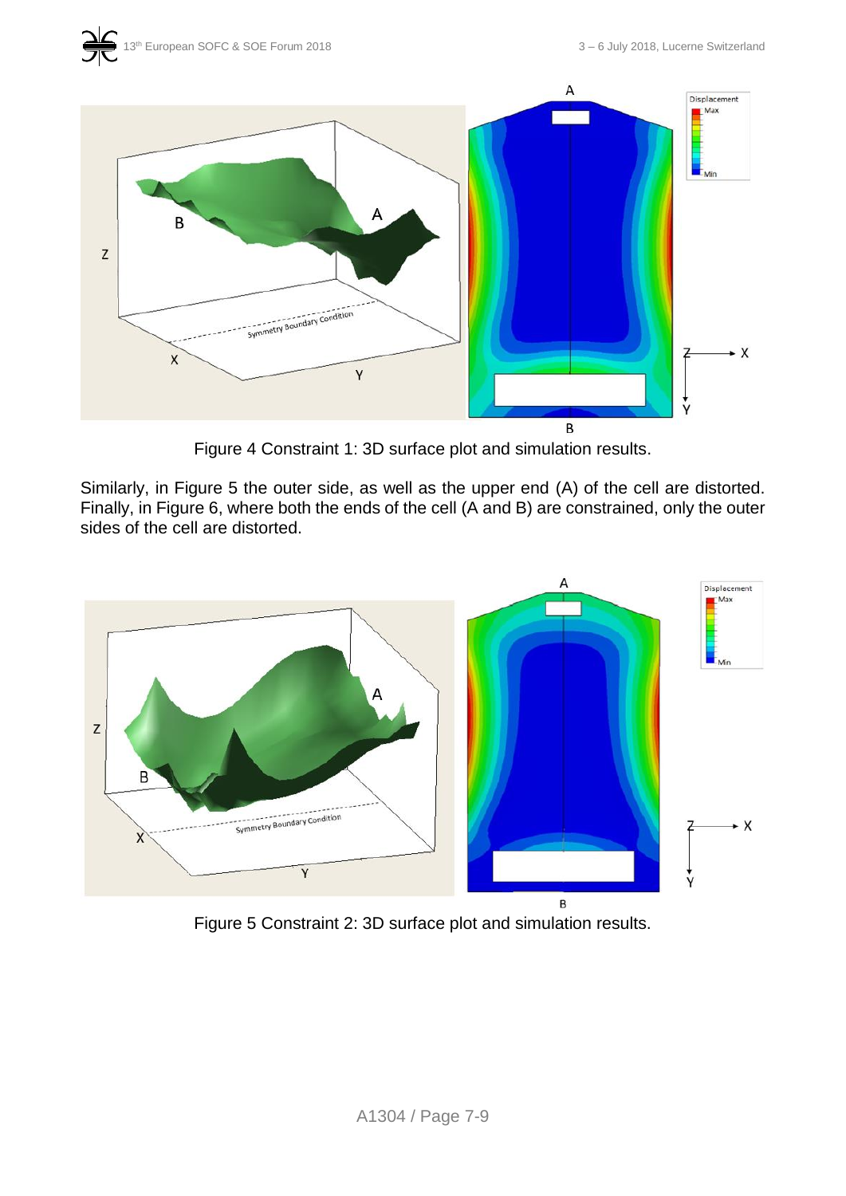Figure 4 Constraint 1: 3D surface plot and simulation results.

Similarly, in Figure 5 the outer side, as well as the upper end (A) of the cell are distorted. Finally, in Figure 6, where both the ends of the cell (A and B) are constrained, only the outer sides of the cell are distorted.

Figure 5 Constraint 2: 3D surface plot and simulation results.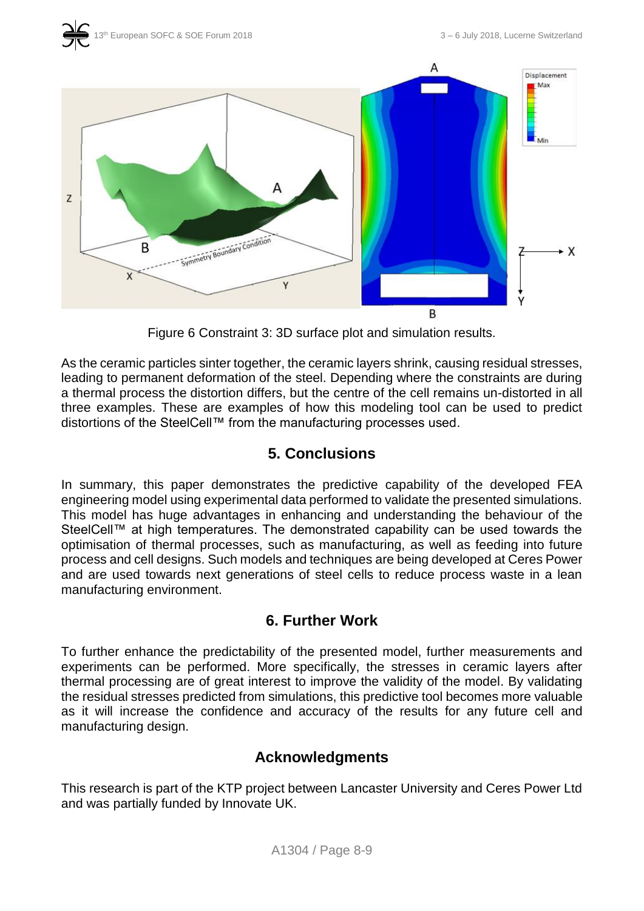Figure 6 Constraint 3: 3D surface plot and simulation results.

As the ceramic particles sinter together, the ceramic layers shrink, causing residual stresses, leading to permanent deformation of the steel. Depending where the constraints are during a thermal process the distortion differs, but the centre of the cell remains un-distorted in all three examples. These are examples of how this modeling tool can be used to predict distortions of the SteelCell™ from the manufacturing processes used.

## 5. Conclusions

In summary, this paper demonstrates the predictive capability of the developed FEA engineering model using experimental data performed to validate the presented simulations. This model has huge advantages in enhancing and understanding the behaviour of the SteelCell™ at high temperatures. The demonstrated capability can be used towards the optimisation of thermal processes, such as manufacturing, as well as feeding into future process and cell designs. Such models and techniques are being developed at Ceres Power and are used towards next generations of steel cells to reduce process waste in a lean manufacturing environment.

## 6. Further Work

To further enhance the predictability of the presented model, further measurements and experiments can be performed. More specifically, the stresses in ceramic layers after thermal processing are of great interest to improve the validity of the model. By validating the residual stresses predicted from simulations, this predictive tool becomes more valuable as it will increase the confidence and accuracy of the results for any future cell and manufacturing design.

## Acknowledgments

This research is part of the KTP project between Lancaster University and Ceres Power Ltd and was partially funded by Innovate UK.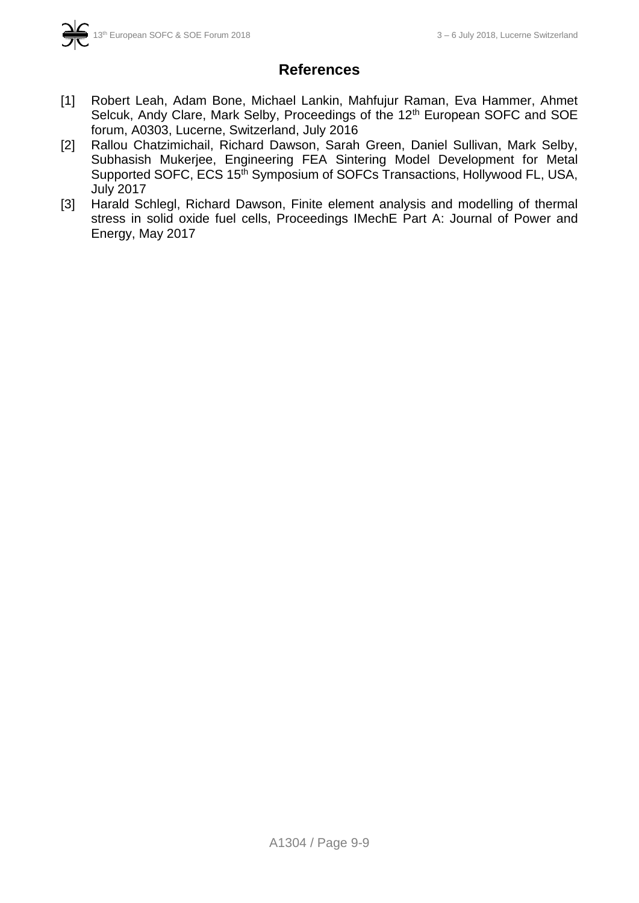## References

[1] Robert Leah, Adam Bone, Michael Lankin, Mahfujur Raman, Eva Hammer, Ahmet Selcuk, Andy Clare, Mark Selby, Proceedings of the 12th European SOFC and SOE forum, A0303, Lucerne, Switzerland, July 2016

[2] Rallou Chatzimichail, Richard Dawson, Sarah Green, Daniel Sullivan, Mark Selby, Subhasish Mukerjee, Engineering FEA Sintering Model Development for Metal Supported SOFC, ECS 15th Symposium of SOFCs Transactions, Hollywood FL, USA, July 2017

[3] Harald Schlegl, Richard Dawson, Finite element analysis and modelling of thermal stress in solid oxide fuel cells, Proceedings IMechE Part A: Journal of Power and Energy, May 2017